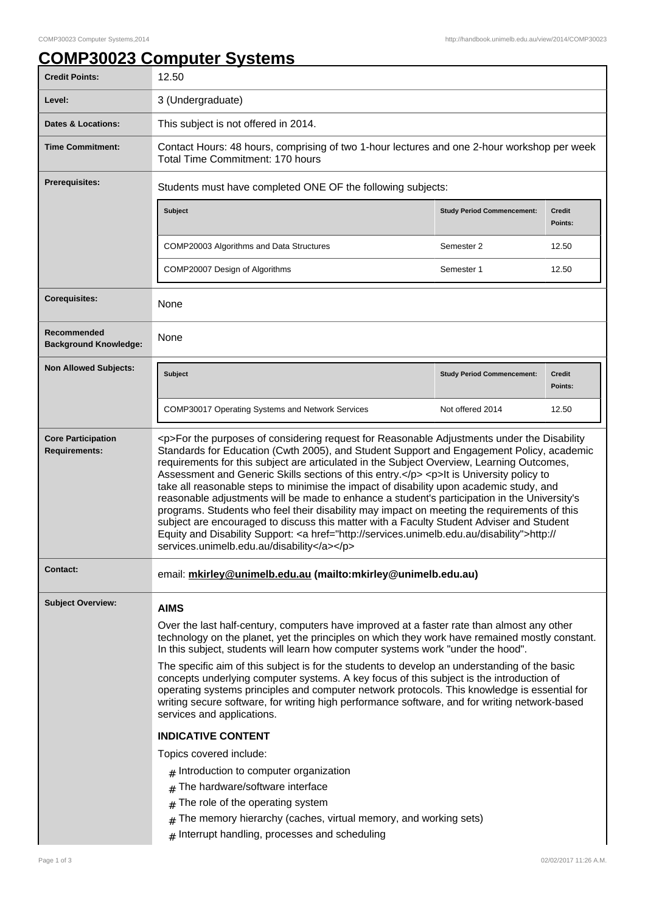# COMP30023 Computer Systems

| | |
|---|---|
| **Credit Points:** | 12.50 |
| **Level:** | 3 (Undergraduate) |
| **Dates & Locations:** | This subject is not offered in 2014. |
| **Time Commitment:** | Contact Hours: 48 hours, comprising of two 1-hour lectures and one 2-hour workshop per week<br>Total Time Commitment: 170 hours |
| **Prerequisites:** | Students must have completed ONE OF the following subjects: |
| **Corequisites:** | None |
| **Recommended Background Knowledge:** | None |
| **Non Allowed Subjects:** | |
| **Core Participation Requirements:** | <p>For the purposes of considering request for Reasonable Adjustments under the Disability Standards for Education (Cwth 2005), and Student Support and Engagement Policy, academic requirements for this subject are articulated in the Subject Overview, Learning Outcomes, Assessment and Generic Skills sections of this entry.</p> <p>It is University policy to take all reasonable steps to minimise the impact of disability upon academic study, and reasonable adjustments will be made to enhance a student's participation in the University's programs. Students who feel their disability may impact on meeting the requirements of this subject are encouraged to discuss this matter with a Faculty Student Adviser and Student Equity and Disability Support: <a href="http://services.unimelb.edu.au/disability">http://services.unimelb.edu.au/disability</a></p> |
| **Contact:** | email: **mkirley@unimelb.edu.au (mailto:mkirley@unimelb.edu.au)** |

**Prerequisites:**

| Subject | Study Period Commencement: | Credit Points: |
|---|---|---|
| COMP20003 Algorithms and Data Structures | Semester 2 | 12.50 |
| COMP20007 Design of Algorithms | Semester 1 | 12.50 |

**Non Allowed Subjects:**

| Subject | Study Period Commencement: | Credit Points: |
|---|---|---|
| COMP30017 Operating Systems and Network Services | Not offered 2014 | 12.50 |

## Subject Overview:

**AIMS**

Over the last half-century, computers have improved at a faster rate than almost any other technology on the planet, yet the principles on which they work have remained mostly constant. In this subject, students will learn how computer systems work "under the hood".

The specific aim of this subject is for the students to develop an understanding of the basic concepts underlying computer systems. A key focus of this subject is the introduction of operating systems principles and computer network protocols. This knowledge is essential for writing secure software, for writing high performance software, and for writing network-based services and applications.

**INDICATIVE CONTENT**

Topics covered include:

- Introduction to computer organization
- The hardware/software interface
- The role of the operating system
- The memory hierarchy (caches, virtual memory, and working sets)
- Interrupt handling, processes and scheduling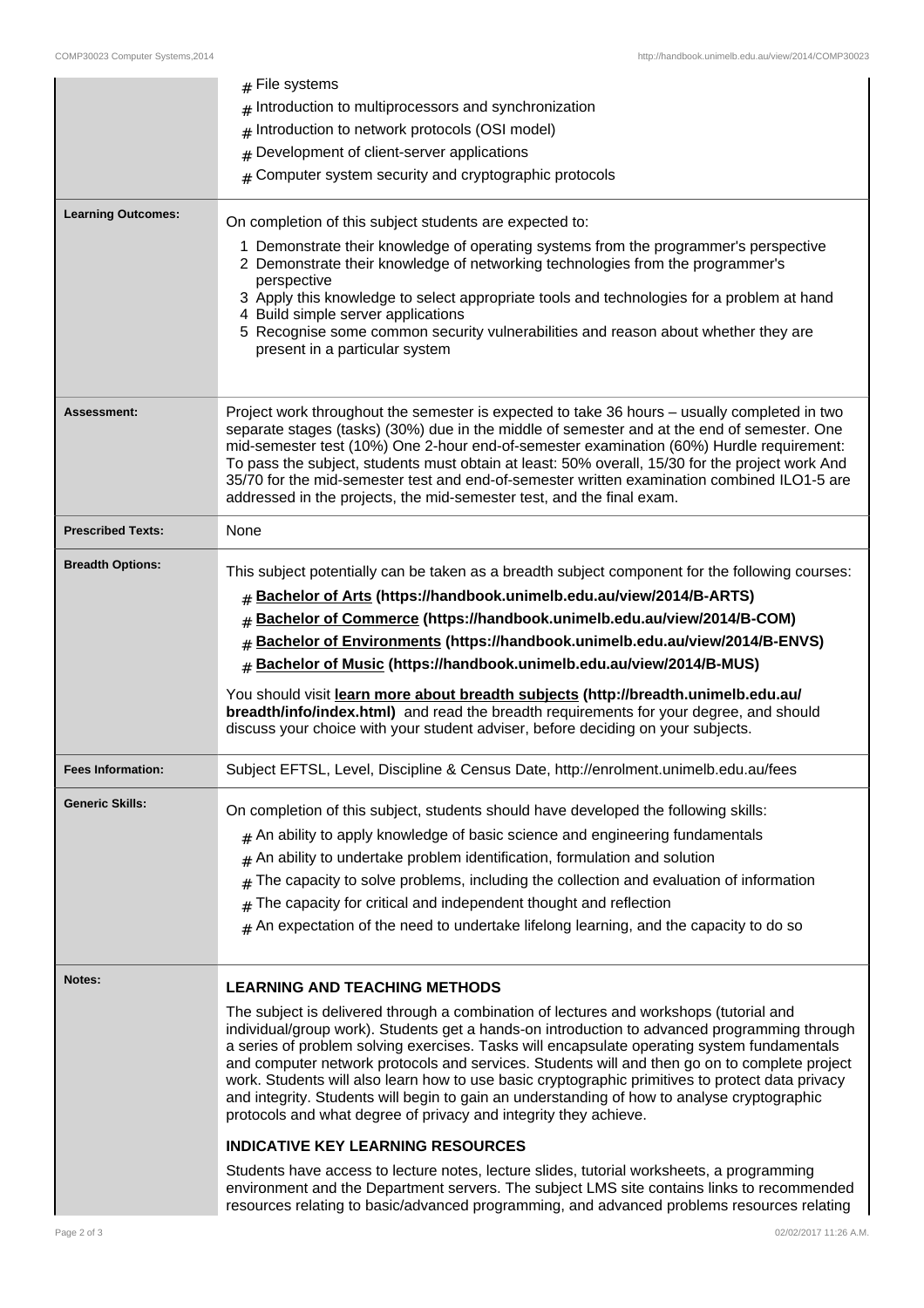| | |
|---|---|
| | # File systems<br># Introduction to multiprocessors and synchronization<br># Introduction to network protocols (OSI model)<br># Development of client-server applications<br># Computer system security and cryptographic protocols |
| **Learning Outcomes:** | On completion of this subject students are expected to:<br>1 Demonstrate their knowledge of operating systems from the programmer's perspective<br>2 Demonstrate their knowledge of networking technologies from the programmer's perspective<br>3 Apply this knowledge to select appropriate tools and technologies for a problem at hand<br>4 Build simple server applications<br>5 Recognise some common security vulnerabilities and reason about whether they are present in a particular system |
| **Assessment:** | Project work throughout the semester is expected to take 36 hours – usually completed in two separate stages (tasks) (30%) due in the middle of semester and at the end of semester. One mid-semester test (10%) One 2-hour end-of-semester examination (60%) Hurdle requirement: To pass the subject, students must obtain at least: 50% overall, 15/30 for the project work And 35/70 for the mid-semester test and end-of-semester written examination combined ILO1-5 are addressed in the projects, the mid-semester test, and the final exam. |
| **Prescribed Texts:** | None |
| **Breadth Options:** | This subject potentially can be taken as a breadth subject component for the following courses:<br># **Bachelor of Arts (https://handbook.unimelb.edu.au/view/2014/B-ARTS)**<br># **Bachelor of Commerce (https://handbook.unimelb.edu.au/view/2014/B-COM)**<br># **Bachelor of Environments (https://handbook.unimelb.edu.au/view/2014/B-ENVS)**<br># **Bachelor of Music (https://handbook.unimelb.edu.au/view/2014/B-MUS)**<br>You should visit **learn more about breadth subjects (http://breadth.unimelb.edu.au/breadth/info/index.html)** and read the breadth requirements for your degree, and should discuss your choice with your student adviser, before deciding on your subjects. |
| **Fees Information:** | Subject EFTSL, Level, Discipline & Census Date, http://enrolment.unimelb.edu.au/fees |
| **Generic Skills:** | On completion of this subject, students should have developed the following skills:<br># An ability to apply knowledge of basic science and engineering fundamentals<br># An ability to undertake problem identification, formulation and solution<br># The capacity to solve problems, including the collection and evaluation of information<br># The capacity for critical and independent thought and reflection<br># An expectation of the need to undertake lifelong learning, and the capacity to do so |
| **Notes:** | **LEARNING AND TEACHING METHODS**<br>The subject is delivered through a combination of lectures and workshops (tutorial and individual/group work). Students get a hands-on introduction to advanced programming through a series of problem solving exercises. Tasks will encapsulate operating system fundamentals and computer network protocols and services. Students will and then go on to complete project work. Students will also learn how to use basic cryptographic primitives to protect data privacy and integrity. Students will begin to gain an understanding of how to analyse cryptographic protocols and what degree of privacy and integrity they achieve.<br>**INDICATIVE KEY LEARNING RESOURCES**<br>Students have access to lecture notes, lecture slides, tutorial worksheets, a programming environment and the Department servers. The subject LMS site contains links to recommended resources relating to basic/advanced programming, and advanced problems resources relating |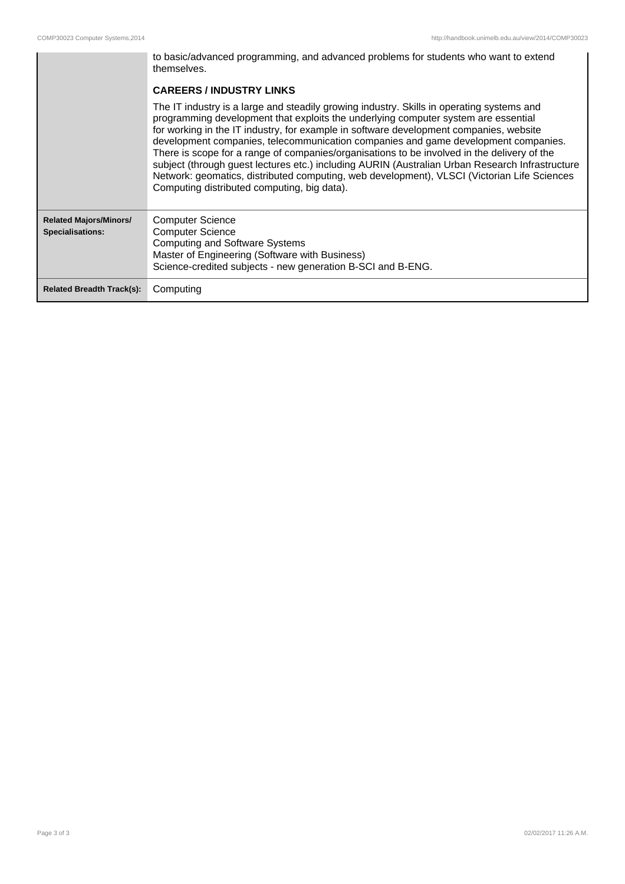| | |
|---|---|
| | to basic/advanced programming, and advanced problems for students who want to extend themselves.<br><br>**CAREERS / INDUSTRY LINKS**<br><br>The IT industry is a large and steadily growing industry. Skills in operating systems and programming development that exploits the underlying computer system are essential for working in the IT industry, for example in software development companies, website development companies, telecommunication companies and game development companies. There is scope for a range of companies/organisations to be involved in the delivery of the subject (through guest lectures etc.) including AURIN (Australian Urban Research Infrastructure Network: geomatics, distributed computing, web development), VLSCI (Victorian Life Sciences Computing distributed computing, big data). |
| **Related Majors/Minors/ Specialisations:** | Computer Science<br>Computer Science<br>Computing and Software Systems<br>Master of Engineering (Software with Business)<br>Science-credited subjects - new generation B-SCI and B-ENG. |
| **Related Breadth Track(s):** | Computing |